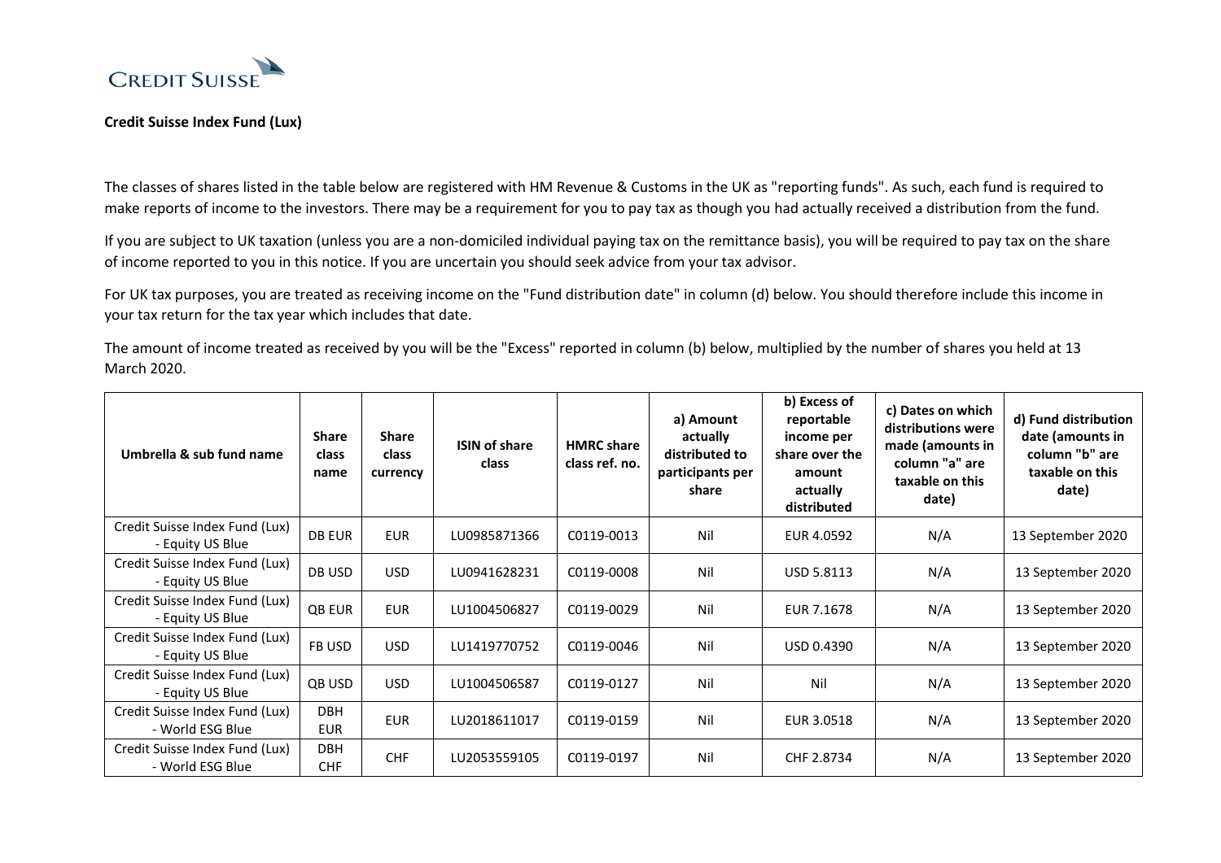CREDIT SUISSE

**Credit Suisse Index Fund (Lux)**

The classes of shares listed in the table below are registered with HM Revenue & Customs in the UK as "reporting funds". As such, each fund is required to make reports of income to the investors. There may be a requirement for you to pay tax as though you had actually received a distribution from the fund.

If you are subject to UK taxation (unless you are a non-domiciled individual paying tax on the remittance basis), you will be required to pay tax on the share of income reported to you in this notice. If you are uncertain you should seek advice from your tax advisor.

For UK tax purposes, you are treated as receiving income on the "Fund distribution date" in column (d) below. You should therefore include this income in your tax return for the tax year which includes that date.

The amount of income treated as received by you will be the "Excess" reported in column (b) below, multiplied by the number of shares you held at 13 March 2020.

| Umbrella & sub fund name | Share class name | Share class currency | ISIN of share class | HMRC share class ref. no. | a) Amount actually distributed to participants per share | b) Excess of reportable income per share over the amount actually distributed | c) Dates on which distributions were made (amounts in column "a" are taxable on this date) | d) Fund distribution date (amounts in column "b" are taxable on this date) |
|---|---|---|---|---|---|---|---|---|
| Credit Suisse Index Fund (Lux) - Equity US Blue | DB EUR | EUR | LU0985871366 | C0119-0013 | Nil | EUR 4.0592 | N/A | 13 September 2020 |
| Credit Suisse Index Fund (Lux) - Equity US Blue | DB USD | USD | LU0941628231 | C0119-0008 | Nil | USD 5.8113 | N/A | 13 September 2020 |
| Credit Suisse Index Fund (Lux) - Equity US Blue | QB EUR | EUR | LU1004506827 | C0119-0029 | Nil | EUR 7.1678 | N/A | 13 September 2020 |
| Credit Suisse Index Fund (Lux) - Equity US Blue | FB USD | USD | LU1419770752 | C0119-0046 | Nil | USD 0.4390 | N/A | 13 September 2020 |
| Credit Suisse Index Fund (Lux) - Equity US Blue | QB USD | USD | LU1004506587 | C0119-0127 | Nil | Nil | N/A | 13 September 2020 |
| Credit Suisse Index Fund (Lux) - World ESG Blue | DBH EUR | EUR | LU2018611017 | C0119-0159 | Nil | EUR 3.0518 | N/A | 13 September 2020 |
| Credit Suisse Index Fund (Lux) - World ESG Blue | DBH CHF | CHF | LU2053559105 | C0119-0197 | Nil | CHF 2.8734 | N/A | 13 September 2020 |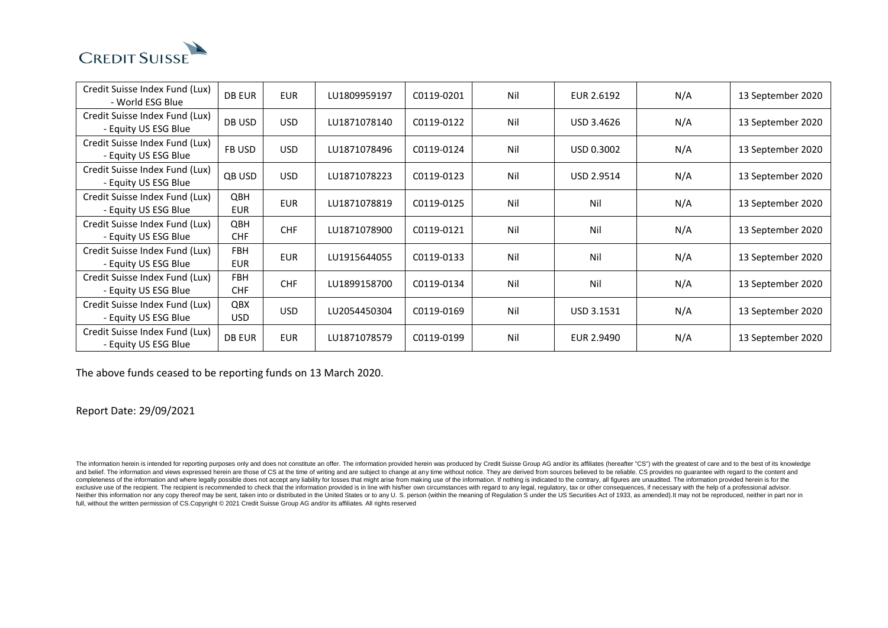| | | | | | | | | |
|---|---|---|---|---|---|---|---|---|
| Credit Suisse Index Fund (Lux) - World ESG Blue | DB EUR | EUR | LU1809959197 | C0119-0201 | Nil | EUR 2.6192 | N/A | 13 September 2020 |
| Credit Suisse Index Fund (Lux) - Equity US ESG Blue | DB USD | USD | LU1871078140 | C0119-0122 | Nil | USD 3.4626 | N/A | 13 September 2020 |
| Credit Suisse Index Fund (Lux) - Equity US ESG Blue | FB USD | USD | LU1871078496 | C0119-0124 | Nil | USD 0.3002 | N/A | 13 September 2020 |
| Credit Suisse Index Fund (Lux) - Equity US ESG Blue | QB USD | USD | LU1871078223 | C0119-0123 | Nil | USD 2.9514 | N/A | 13 September 2020 |
| Credit Suisse Index Fund (Lux) - Equity US ESG Blue | QBH EUR | EUR | LU1871078819 | C0119-0125 | Nil | Nil | N/A | 13 September 2020 |
| Credit Suisse Index Fund (Lux) - Equity US ESG Blue | QBH CHF | CHF | LU1871078900 | C0119-0121 | Nil | Nil | N/A | 13 September 2020 |
| Credit Suisse Index Fund (Lux) - Equity US ESG Blue | FBH EUR | EUR | LU1915644055 | C0119-0133 | Nil | Nil | N/A | 13 September 2020 |
| Credit Suisse Index Fund (Lux) - Equity US ESG Blue | FBH CHF | CHF | LU1899158700 | C0119-0134 | Nil | Nil | N/A | 13 September 2020 |
| Credit Suisse Index Fund (Lux) - Equity US ESG Blue | QBX USD | USD | LU2054450304 | C0119-0169 | Nil | USD 3.1531 | N/A | 13 September 2020 |
| Credit Suisse Index Fund (Lux) - Equity US ESG Blue | DB EUR | EUR | LU1871078579 | C0119-0199 | Nil | EUR 2.9490 | N/A | 13 September 2020 |

The above funds ceased to be reporting funds on 13 March 2020.

Report Date: 29/09/2021

The information herein is intended for reporting purposes only and does not constitute an offer. The information provided herein was produced by Credit Suisse Group AG and/or its affiliates (hereafter "CS") with the greatest of care and to the best of its knowledge and belief. The information and views expressed herein are those of CS at the time of writing and are subject to change at any time without notice. They are derived from sources believed to be reliable. CS provides no guarantee with regard to the content and completeness of the information and where legally possible does not accept any liability for losses that might arise from making use of the information. If nothing is indicated to the contrary, all figures are unaudited. The information provided herein is for the exclusive use of the recipient. The recipient is recommended to check that the information provided is in line with his/her own circumstances with regard to any legal, regulatory, tax or other consequences, if necessary with the help of a professional advisor. Neither this information nor any copy thereof may be sent, taken into or distributed in the United States or to any U. S. person (within the meaning of Regulation S under the US Securities Act of 1933, as amended).It may not be reproduced, neither in part nor in full, without the written permission of CS.Copyright © 2021 Credit Suisse Group AG and/or its affiliates. All rights reserved